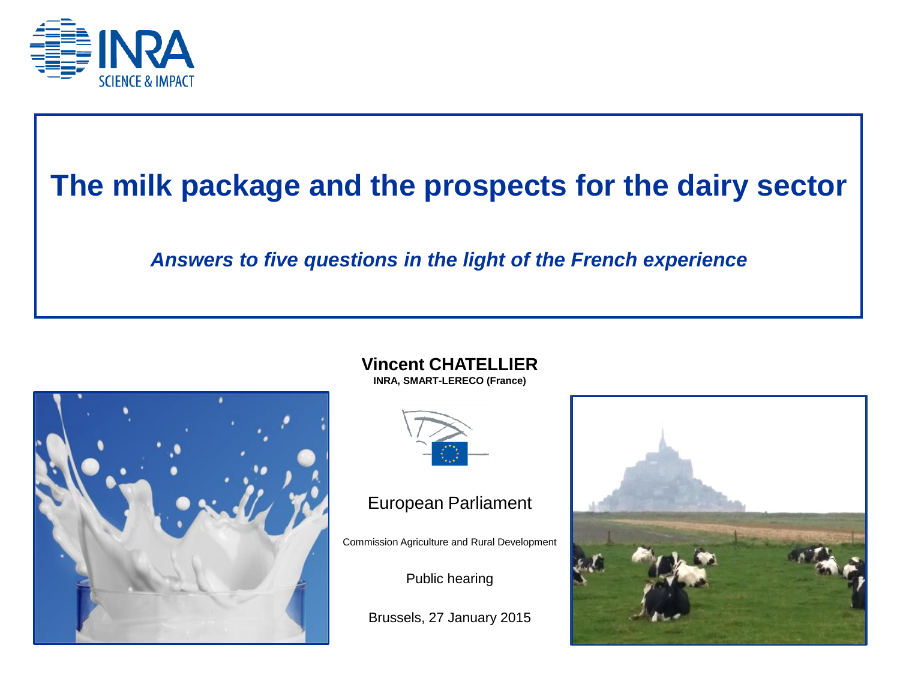# The milk package and the prospects for the dairy sector

***Answers to five questions in the light of the French experience***

**Vincent CHATELLIER**

**INRA, SMART-LERECO (France)**

European Parliament

Commission Agriculture and Rural Development

Public hearing

Brussels, 27 January 2015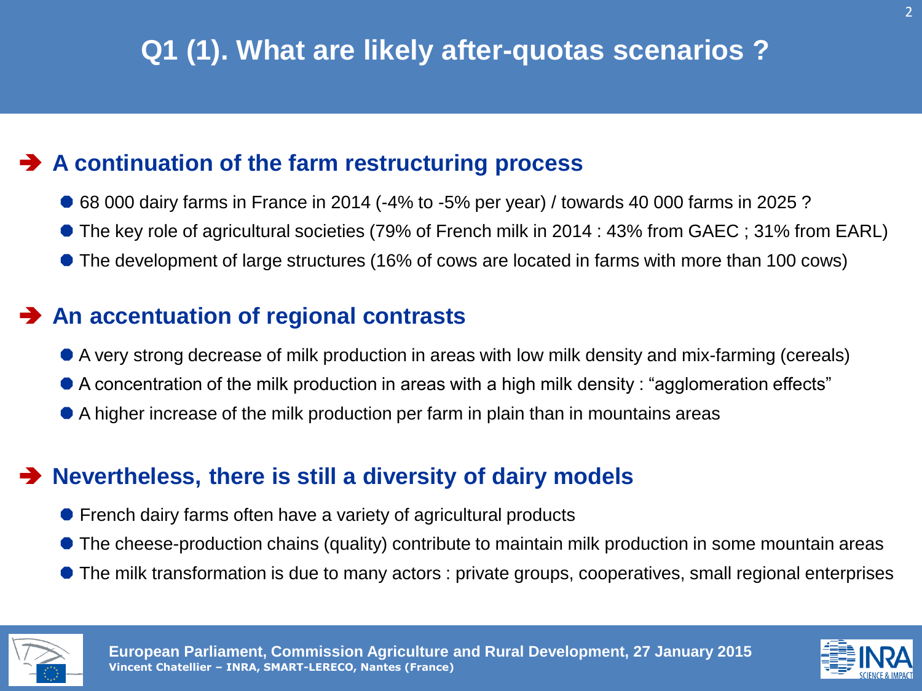# Q1 (1). What are likely after-quotas scenarios ?

## ➔ A continuation of the farm restructuring process

- 68 000 dairy farms in France in 2014 (-4% to -5% per year) / towards 40 000 farms in 2025 ?
- The key role of agricultural societies (79% of French milk in 2014 : 43% from GAEC ; 31% from EARL)
- The development of large structures (16% of cows are located in farms with more than 100 cows)

## ➔ An accentuation of regional contrasts

- A very strong decrease of milk production in areas with low milk density and mix-farming (cereals)
- A concentration of the milk production in areas with a high milk density : "agglomeration effects"
- A higher increase of the milk production per farm in plain than in mountains areas

## ➔ Nevertheless, there is still a diversity of dairy models

- French dairy farms often have a variety of agricultural products
- The cheese-production chains (quality) contribute to maintain milk production in some mountain areas
- The milk transformation is due to many actors : private groups, cooperatives, small regional enterprises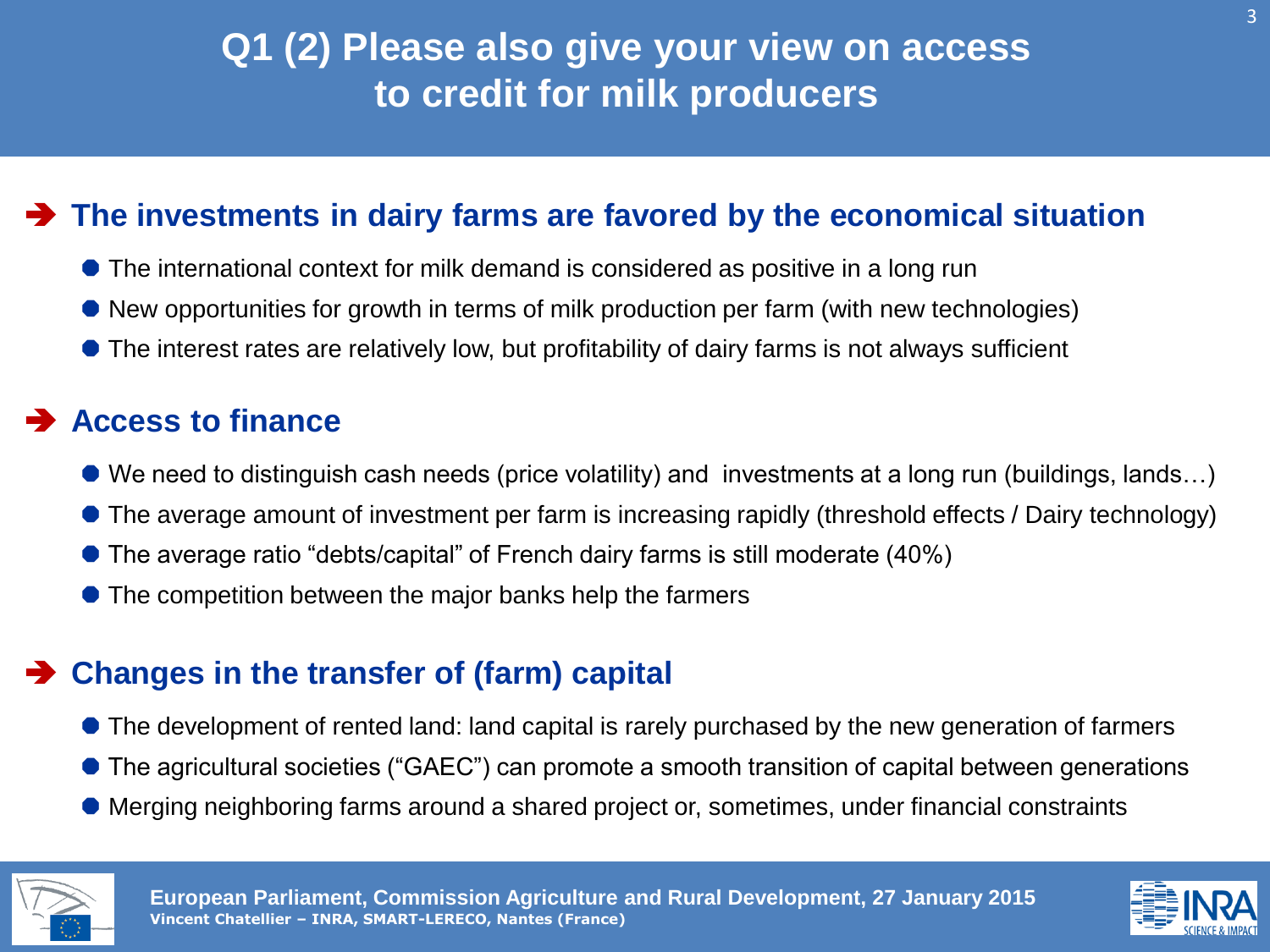# Q1 (2) Please also give your view on access to credit for milk producers

## ➔ The investments in dairy farms are favored by the economical situation

- The international context for milk demand is considered as positive in a long run
- New opportunities for growth in terms of milk production per farm (with new technologies)
- The interest rates are relatively low, but profitability of dairy farms is not always sufficient

## ➔ Access to finance

- We need to distinguish cash needs (price volatility) and investments at a long run (buildings, lands…)
- The average amount of investment per farm is increasing rapidly (threshold effects / Dairy technology)
- The average ratio "debts/capital" of French dairy farms is still moderate (40%)
- The competition between the major banks help the farmers

## ➔ Changes in the transfer of (farm) capital

- The development of rented land: land capital is rarely purchased by the new generation of farmers
- The agricultural societies ("GAEC") can promote a smooth transition of capital between generations
- Merging neighboring farms around a shared project or, sometimes, under financial constraints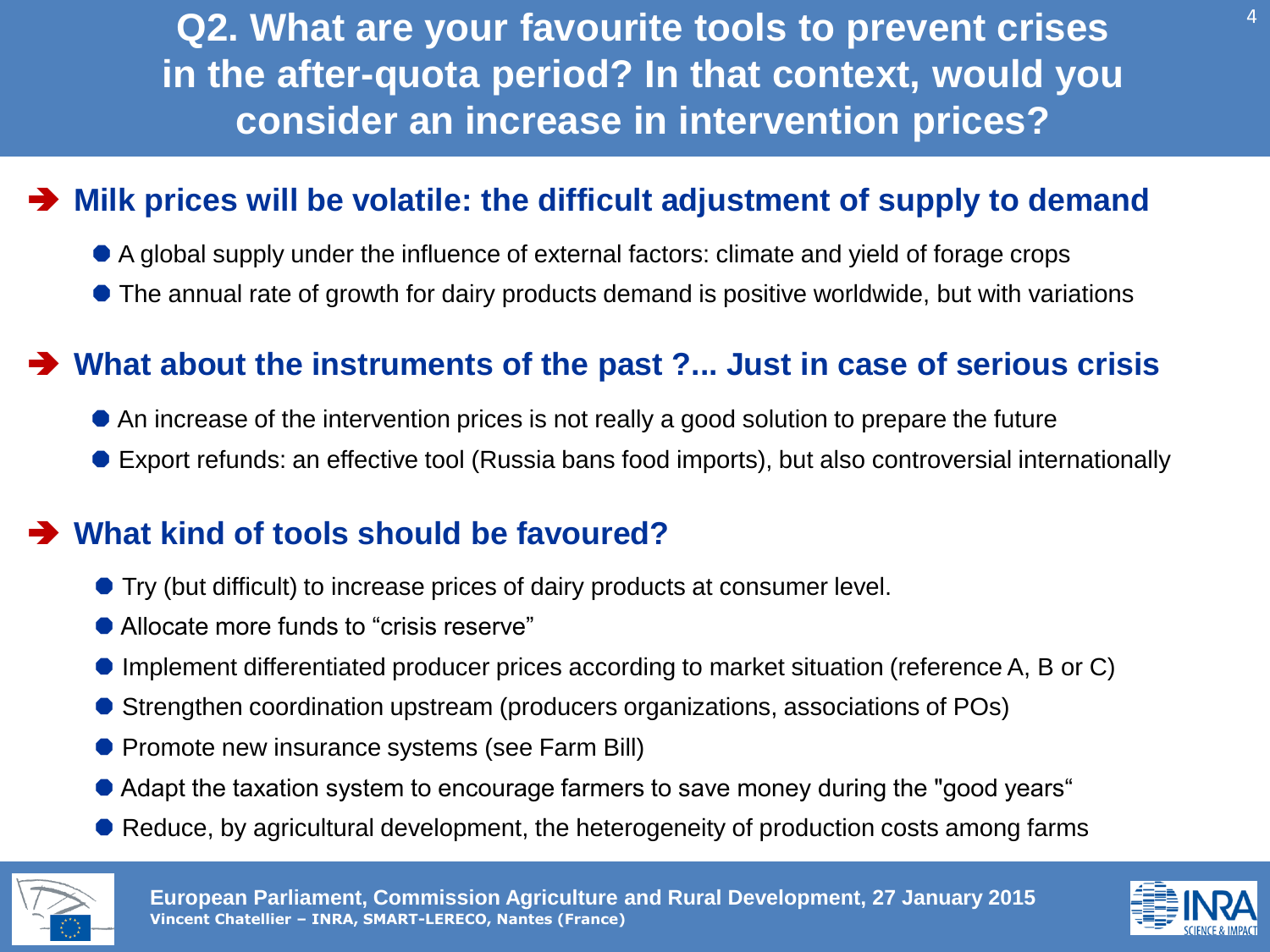# Q2. What are your favourite tools to prevent crises in the after-quota period? In that context, would you consider an increase in intervention prices?

## ➔ Milk prices will be volatile: the difficult adjustment of supply to demand

- A global supply under the influence of external factors: climate and yield of forage crops
- The annual rate of growth for dairy products demand is positive worldwide, but with variations

## ➔ What about the instruments of the past ?... Just in case of serious crisis

- An increase of the intervention prices is not really a good solution to prepare the future
- Export refunds: an effective tool (Russia bans food imports), but also controversial internationally

## ➔ What kind of tools should be favoured?

- Try (but difficult) to increase prices of dairy products at consumer level.
- Allocate more funds to "crisis reserve"
- Implement differentiated producer prices according to market situation (reference A, B or C)
- Strengthen coordination upstream (producers organizations, associations of POs)
- Promote new insurance systems (see Farm Bill)
- Adapt the taxation system to encourage farmers to save money during the "good years"
- Reduce, by agricultural development, the heterogeneity of production costs among farms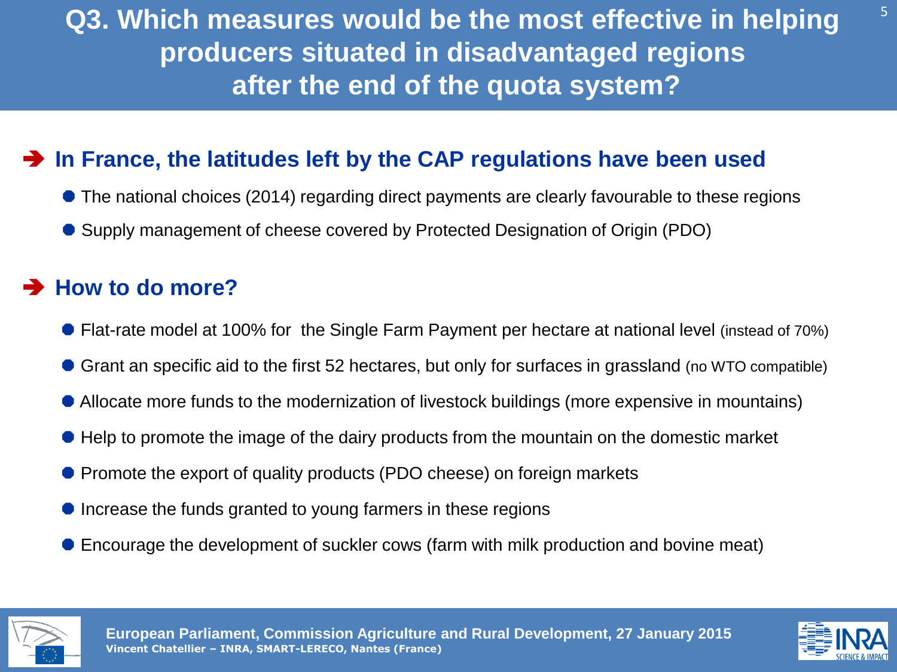# Q3. Which measures would be the most effective in helping producers situated in disadvantaged regions after the end of the quota system?

## ➔ In France, the latitudes left by the CAP regulations have been used

- The national choices (2014) regarding direct payments are clearly favourable to these regions
- Supply management of cheese covered by Protected Designation of Origin (PDO)

## ➔ How to do more?

- Flat-rate model at 100% for the Single Farm Payment per hectare at national level (instead of 70%)
- Grant an specific aid to the first 52 hectares, but only for surfaces in grassland (no WTO compatible)
- Allocate more funds to the modernization of livestock buildings (more expensive in mountains)
- Help to promote the image of the dairy products from the mountain on the domestic market
- Promote the export of quality products (PDO cheese) on foreign markets
- Increase the funds granted to young farmers in these regions
- Encourage the development of suckler cows (farm with milk production and bovine meat)

**European Parliament, Commission Agriculture and Rural Development, 27 January 2015**
**Vincent Chatellier – INRA, SMART-LERECO, Nantes (France)**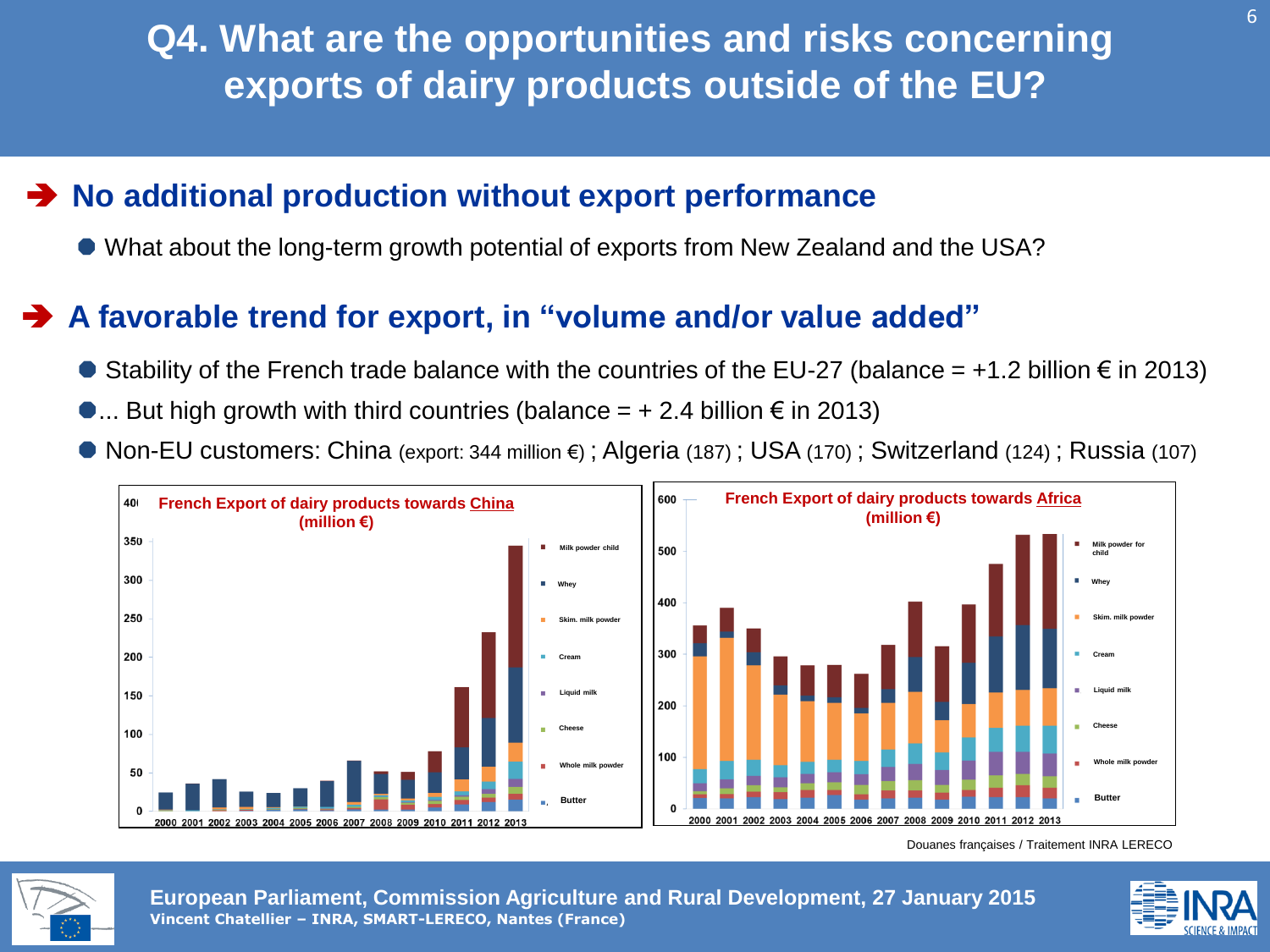# Q4. What are the opportunities and risks concerning exports of dairy products outside of the EU?

## ➔ No additional production without export performance

- What about the long-term growth potential of exports from New Zealand and the USA?

## ➔ A favorable trend for export, in "volume and/or value added"

- Stability of the French trade balance with the countries of the EU-27 (balance = +1.2 billion € in 2013)
- ... But high growth with third countries (balance = + 2.4 billion € in 2013)
- Non-EU customers: China (export: 344 million €) ; Algeria (187) ; USA (170) ; Switzerland (124) ; Russia (107)

**French Export of dairy products towards China (million €)**

Legend: Milk powder child; Whey; Skim. milk powder; Cream; Liquid milk; Cheese; Whole milk powder; Butter

Years: 2000–2013

**French Export of dairy products towards Africa (million €)**

Legend: Milk powder for child; Whey; Skim. milk powder; Cream; Liquid milk; Cheese; Whole milk powder; Butter

Years: 2000–2013

Douanes françaises / Traitement INRA LERECO

European Parliament, Commission Agriculture and Rural Development, 27 January 2015
Vincent Chatellier – INRA, SMART-LERECO, Nantes (France)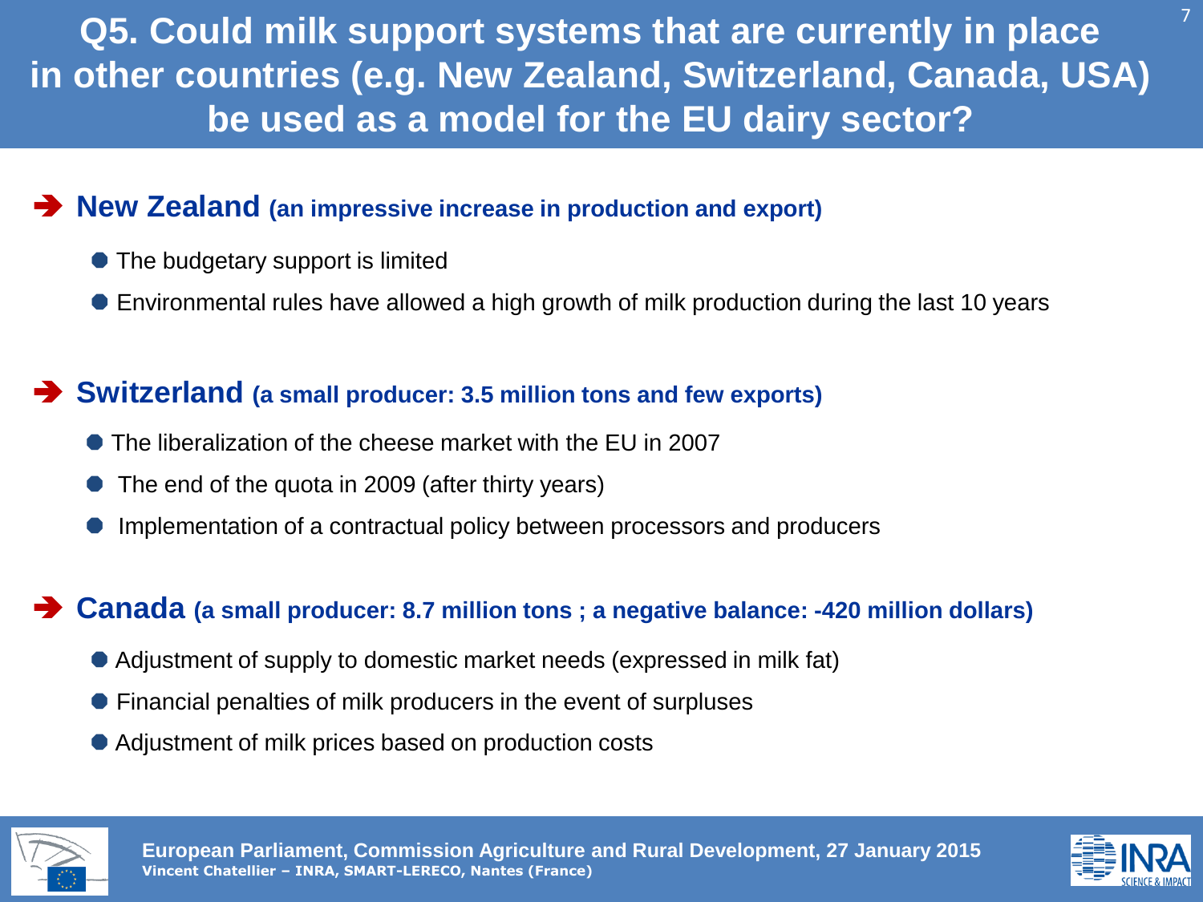# Q5. Could milk support systems that are currently in place in other countries (e.g. New Zealand, Switzerland, Canada, USA) be used as a model for the EU dairy sector?

## New Zealand (an impressive increase in production and export)

- The budgetary support is limited
- Environmental rules have allowed a high growth of milk production during the last 10 years

## Switzerland (a small producer: 3.5 million tons and few exports)

- The liberalization of the cheese market with the EU in 2007
- The end of the quota in 2009 (after thirty years)
- Implementation of a contractual policy between processors and producers

## Canada (a small producer: 8.7 million tons ; a negative balance: -420 million dollars)

- Adjustment of supply to domestic market needs (expressed in milk fat)
- Financial penalties of milk producers in the event of surpluses
- Adjustment of milk prices based on production costs

**European Parliament, Commission Agriculture and Rural Development, 27 January 2015**
**Vincent Chatellier – INRA, SMART-LERECO, Nantes (France)**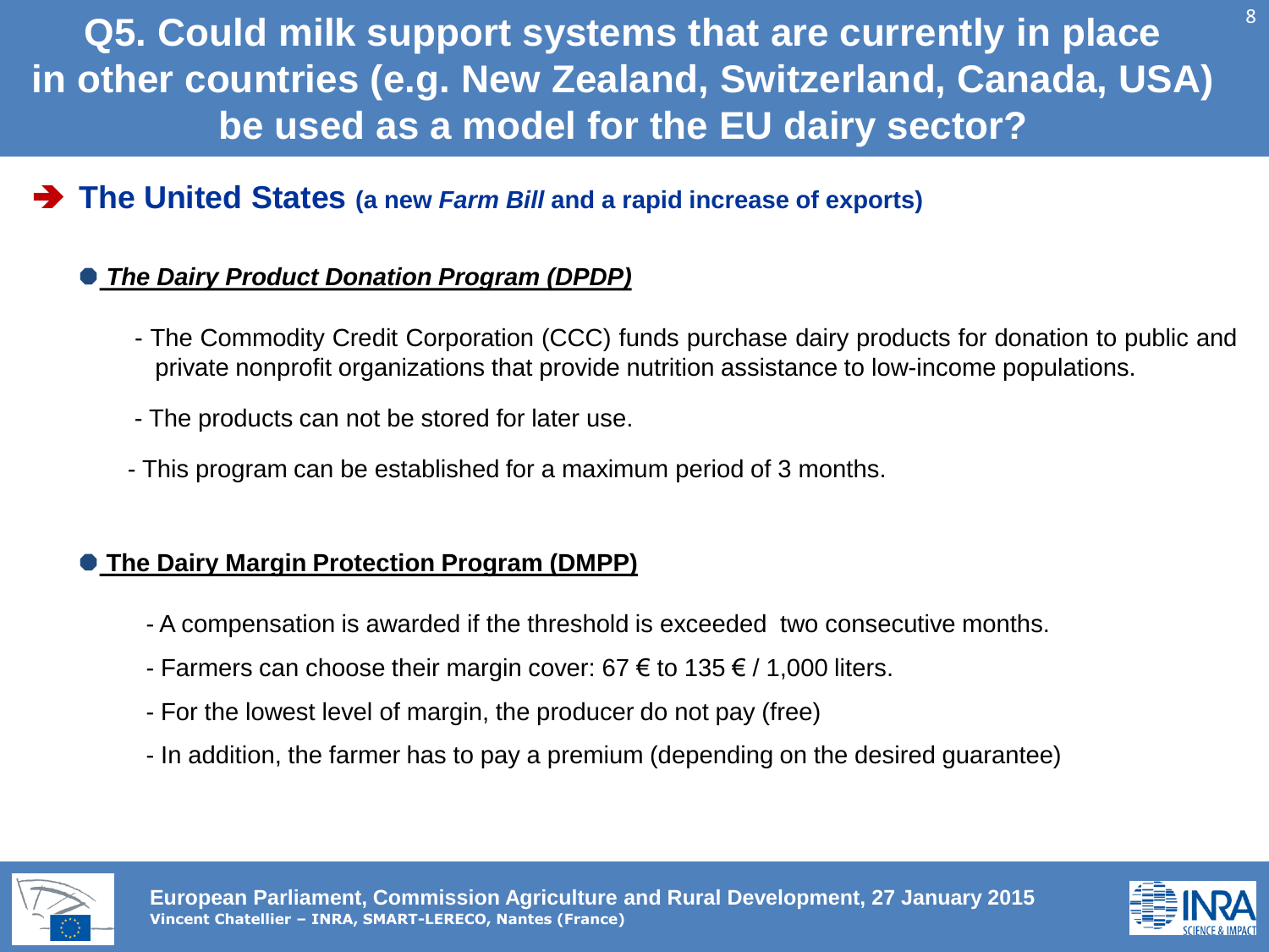# Q5. Could milk support systems that are currently in place in other countries (e.g. New Zealand, Switzerland, Canada, USA) be used as a model for the EU dairy sector?

## ➔ The United States (a new *Farm Bill* and a rapid increase of exports)

- ***The Dairy Product Donation Program (DPDP)***

  - The Commodity Credit Corporation (CCC) funds purchase dairy products for donation to public and private nonprofit organizations that provide nutrition assistance to low-income populations.
  - The products can not be stored for later use.
  - This program can be established for a maximum period of 3 months.

- **The Dairy Margin Protection Program (DMPP)**

  - A compensation is awarded if the threshold is exceeded two consecutive months.
  - Farmers can choose their margin cover: 67 € to 135 € / 1,000 liters.
  - For the lowest level of margin, the producer do not pay (free)
  - In addition, the farmer has to pay a premium (depending on the desired guarantee)

**European Parliament, Commission Agriculture and Rural Development, 27 January 2015**
**Vincent Chatellier – INRA, SMART-LERECO, Nantes (France)**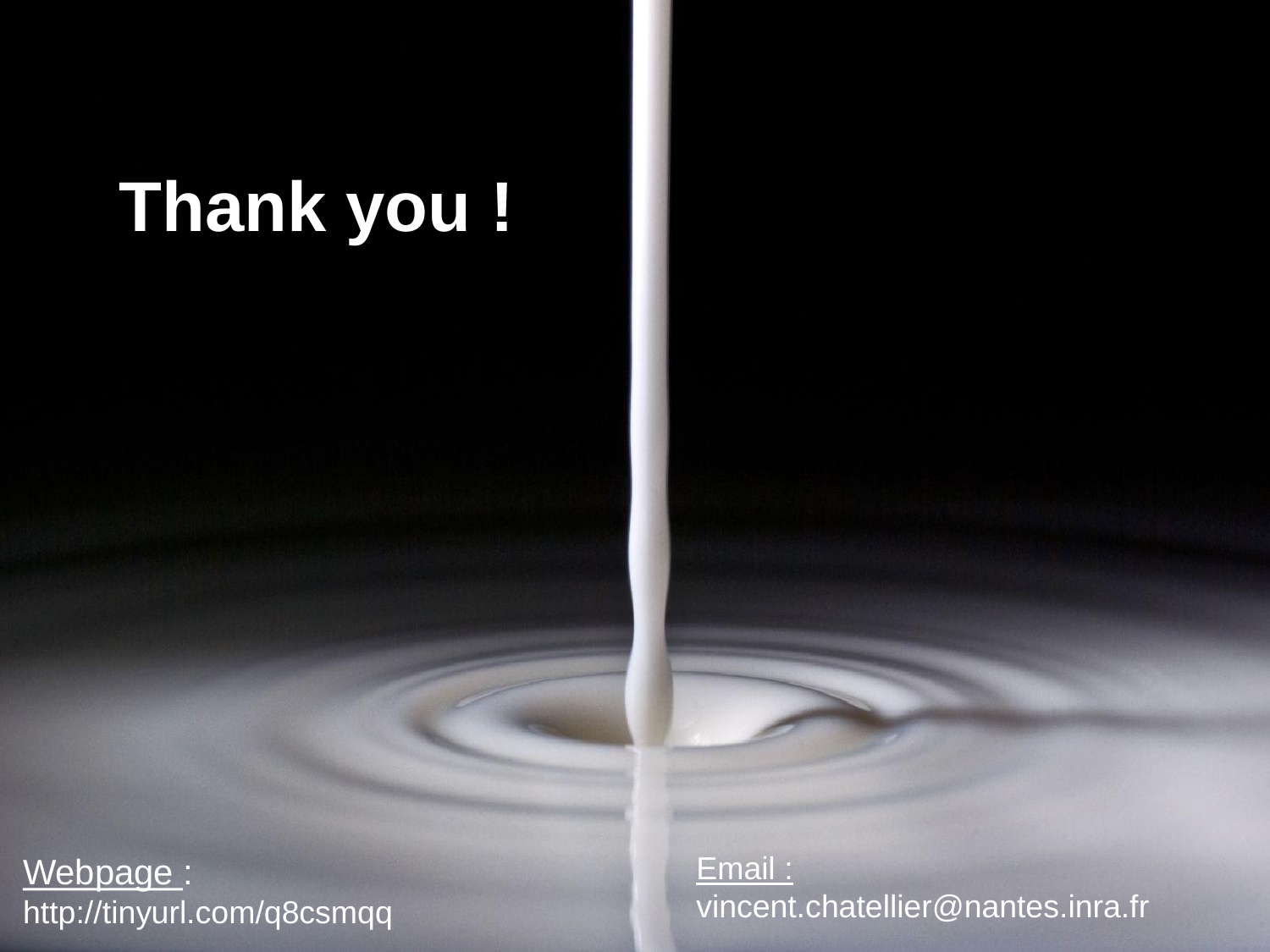# Thank you !

Webpage :
http://tinyurl.com/q8csmqq

Email :
vincent.chatellier@nantes.inra.fr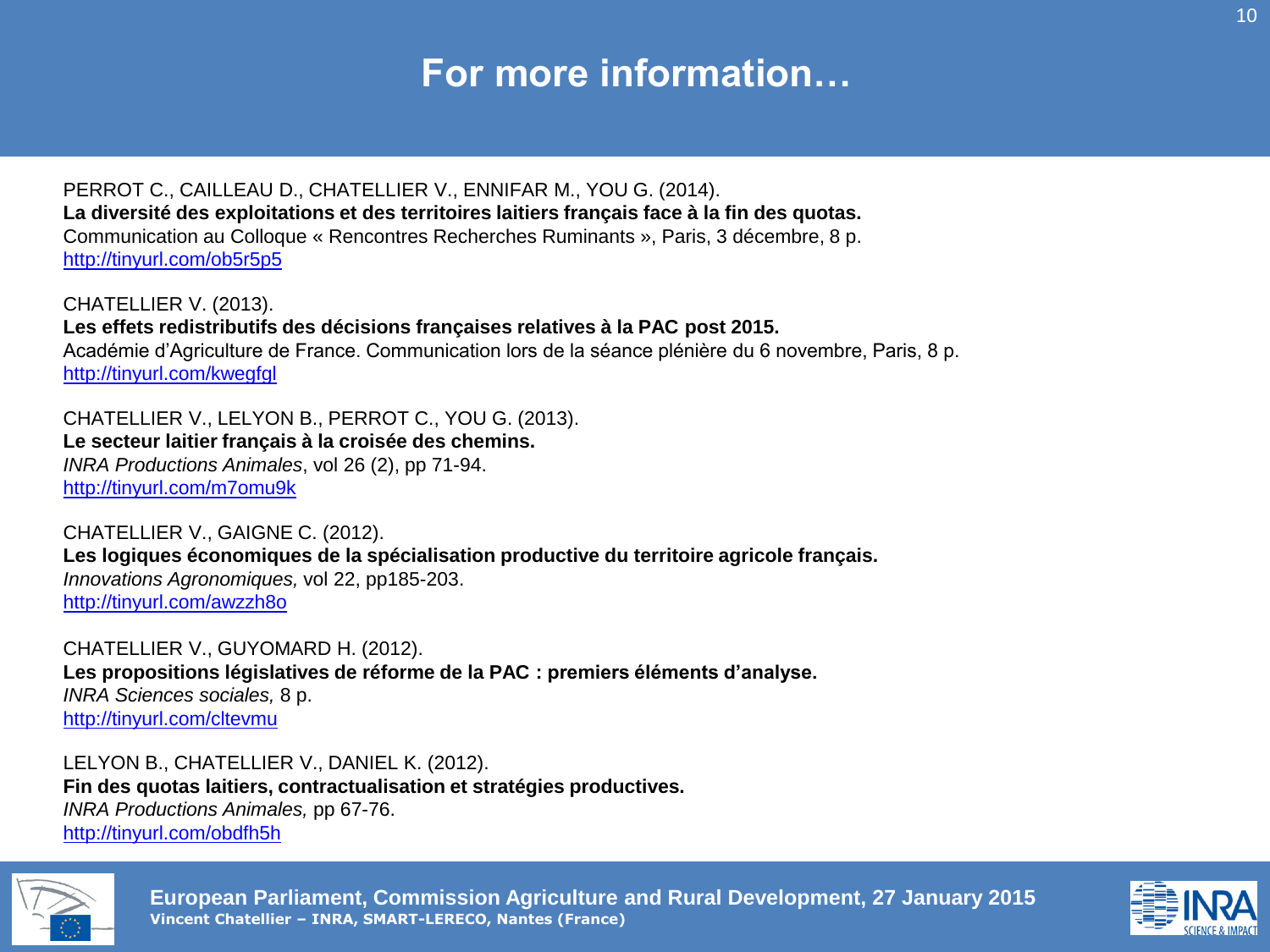# For more information…

PERROT C., CAILLEAU D., CHATELLIER V., ENNIFAR M., YOU G. (2014).
**La diversité des exploitations et des territoires laitiers français face à la fin des quotas.**
Communication au Colloque « Rencontres Recherches Ruminants », Paris, 3 décembre, 8 p.
http://tinyurl.com/ob5r5p5

CHATELLIER V. (2013).
**Les effets redistributifs des décisions françaises relatives à la PAC post 2015.**
Académie d'Agriculture de France. Communication lors de la séance plénière du 6 novembre, Paris, 8 p.
http://tinyurl.com/kwegfgl

CHATELLIER V., LELYON B., PERROT C., YOU G. (2013).
**Le secteur laitier français à la croisée des chemins.**
*INRA Productions Animales*, vol 26 (2), pp 71-94.
http://tinyurl.com/m7omu9k

CHATELLIER V., GAIGNE C. (2012).
**Les logiques économiques de la spécialisation productive du territoire agricole français.**
*Innovations Agronomiques,* vol 22, pp185-203.
http://tinyurl.com/awzzh8o

CHATELLIER V., GUYOMARD H. (2012).
**Les propositions législatives de réforme de la PAC : premiers éléments d'analyse.**
*INRA Sciences sociales,* 8 p.
http://tinyurl.com/cltevmu

LELYON B., CHATELLIER V., DANIEL K. (2012).
**Fin des quotas laitiers, contractualisation et stratégies productives.**
*INRA Productions Animales,* pp 67-76.
http://tinyurl.com/obdfh5h

European Parliament, Commission Agriculture and Rural Development, 27 January 2015
Vincent Chatellier – INRA, SMART-LERECO, Nantes (France)